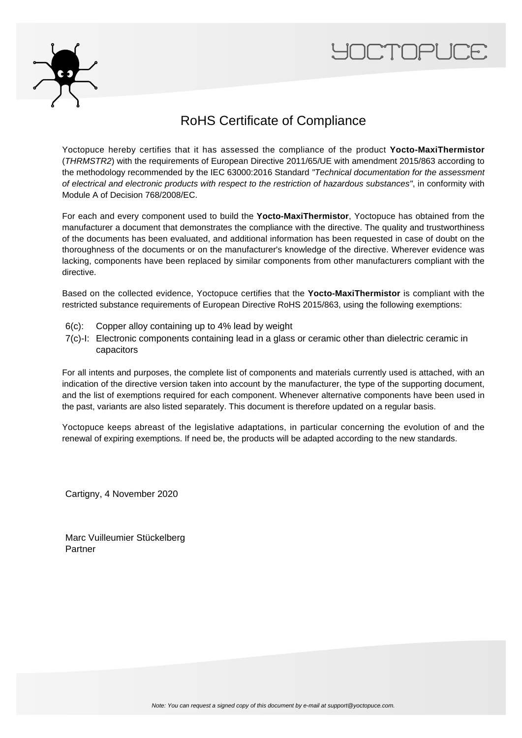# RoHS Certificate of Compliance

Yoctopuce hereby certifies that it has assessed the compliance of the product **Yocto-MaxiThermistor** (*THRMSTR2*) with the requirements of European Directive 2011/65/UE with amendment 2015/863 according to the methodology recommended by the IEC 63000:2016 Standard *"Technical documentation for the assessment of electrical and electronic products with respect to the restriction of hazardous substances"*, in conformity with Module A of Decision 768/2008/EC.

For each and every component used to build the **Yocto-MaxiThermistor**, Yoctopuce has obtained from the manufacturer a document that demonstrates the compliance with the directive. The quality and trustworthiness of the documents has been evaluated, and additional information has been requested in case of doubt on the thoroughness of the documents or on the manufacturer's knowledge of the directive. Wherever evidence was lacking, components have been replaced by similar components from other manufacturers compliant with the directive.

Based on the collected evidence, Yoctopuce certifies that the **Yocto-MaxiThermistor** is compliant with the restricted substance requirements of European Directive RoHS 2015/863, using the following exemptions:

- 6(c): Copper alloy containing up to 4% lead by weight
- 7(c)-I: Electronic components containing lead in a glass or ceramic other than dielectric ceramic in capacitors

For all intents and purposes, the complete list of components and materials currently used is attached, with an indication of the directive version taken into account by the manufacturer, the type of the supporting document, and the list of exemptions required for each component. Whenever alternative components have been used in the past, variants are also listed separately. This document is therefore updated on a regular basis.

Yoctopuce keeps abreast of the legislative adaptations, in particular concerning the evolution of and the renewal of expiring exemptions. If need be, the products will be adapted according to the new standards.

Cartigny, 4 November 2020

Marc Vuilleumier Stückelberg
Partner

*Note: You can request a signed copy of this document by e-mail at support@yoctopuce.com.*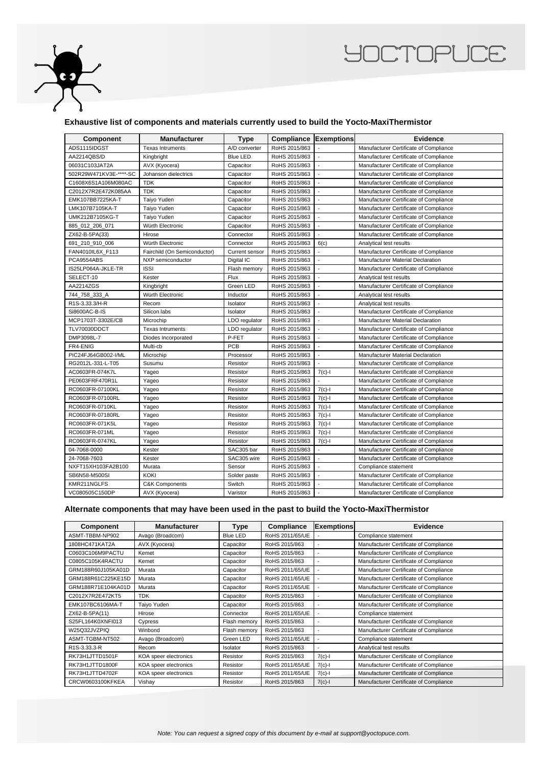## Exhaustive list of components and materials currently used to build the Yocto-MaxiThermistor

| Component | Manufacturer | Type | Compliance | Exemptions | Evidence |
|---|---|---|---|---|---|
| ADS1115IDGST | Texas Intruments | A/D converter | RoHS 2015/863 | - | Manufacturer Certificate of Compliance |
| AA2214QBS/D | Kingbright | Blue LED | RoHS 2015/863 | - | Manufacturer Certificate of Compliance |
| 06031C103JAT2A | AVX (Kyocera) | Capacitor | RoHS 2015/863 | - | Manufacturer Certificate of Compliance |
| 502R29W471KV3E-****-SC | Johanson dielectrics | Capacitor | RoHS 2015/863 | - | Manufacturer Certificate of Compliance |
| C1608X6S1A106M080AC | TDK | Capacitor | RoHS 2015/863 | - | Manufacturer Certificate of Compliance |
| C2012X7R2E472K085AA | TDK | Capacitor | RoHS 2015/863 | - | Manufacturer Certificate of Compliance |
| EMK107BB7225KA-T | Taiyo Yuden | Capacitor | RoHS 2015/863 | - | Manufacturer Certificate of Compliance |
| LMK107B7105KA-T | Taiyo Yuden | Capacitor | RoHS 2015/863 | - | Manufacturer Certificate of Compliance |
| UMK212B7105KG-T | Taiyo Yuden | Capacitor | RoHS 2015/863 | - | Manufacturer Certificate of Compliance |
| 885_012_206_071 | Würth Electronic | Capacitor | RoHS 2015/863 | - | Manufacturer Certificate of Compliance |
| ZX62-B-5PA(33) | Hirose | Connector | RoHS 2015/863 | - | Manufacturer Certificate of Compliance |
| 691_210_910_006 | Würth Electronic | Connector | RoHS 2015/863 | 6(c) | Analytical test results |
| FAN4010IL6X_F113 | Fairchild (On Semiconductor) | Current sensor | RoHS 2015/863 | - | Manufacturer Certificate of Compliance |
| PCA9554ABS | NXP semiconductor | Digital IC | RoHS 2015/863 | - | Manufacturer Material Declaration |
| IS25LP064A-JKLE-TR | ISSI | Flash memory | RoHS 2015/863 | - | Manufacturer Certificate of Compliance |
| SELECT-10 | Kester | Flux | RoHS 2015/863 | - | Analytical test results |
| AA2214ZGS | Kingbright | Green LED | RoHS 2015/863 | - | Manufacturer Certificate of Compliance |
| 744_758_333_A | Würth Electronic | Inductor | RoHS 2015/863 | - | Analytical test results |
| R1S-3.33.3/H-R | Recom | Isolator | RoHS 2015/863 | - | Analytical test results |
| Si8600AC-B-IS | Silicon labs | Isolator | RoHS 2015/863 | - | Manufacturer Certificate of Compliance |
| MCP1703T-3302E/CB | Microchip | LDO regulator | RoHS 2015/863 | - | Manufacturer Material Declaration |
| TLV70030DDCT | Texas Intruments | LDO regulator | RoHS 2015/863 | - | Manufacturer Certificate of Compliance |
| DMP3098L-7 | Diodes Incorporated | P-FET | RoHS 2015/863 | - | Manufacturer Certificate of Compliance |
| FR4-ENIG | Multi-cb | PCB | RoHS 2015/863 | - | Manufacturer Certificate of Compliance |
| PIC24FJ64GB002-I/ML | Microchip | Processor | RoHS 2015/863 | - | Manufacturer Material Declaration |
| RG2012L-331-L-T05 | Susumu | Resistor | RoHS 2015/863 | - | Manufacturer Certificate of Compliance |
| AC0603FR-074K7L | Yageo | Resistor | RoHS 2015/863 | 7(c)-I | Manufacturer Certificate of Compliance |
| PE0603FRF470R1L | Yageo | Resistor | RoHS 2015/863 | - | Manufacturer Certificate of Compliance |
| RC0603FR-07100KL | Yageo | Resistor | RoHS 2015/863 | 7(c)-I | Manufacturer Certificate of Compliance |
| RC0603FR-07100RL | Yageo | Resistor | RoHS 2015/863 | 7(c)-I | Manufacturer Certificate of Compliance |
| RC0603FR-0710KL | Yageo | Resistor | RoHS 2015/863 | 7(c)-I | Manufacturer Certificate of Compliance |
| RC0603FR-07180RL | Yageo | Resistor | RoHS 2015/863 | 7(c)-I | Manufacturer Certificate of Compliance |
| RC0603FR-071K5L | Yageo | Resistor | RoHS 2015/863 | 7(c)-I | Manufacturer Certificate of Compliance |
| RC0603FR-071ML | Yageo | Resistor | RoHS 2015/863 | 7(c)-I | Manufacturer Certificate of Compliance |
| RC0603FR-0747KL | Yageo | Resistor | RoHS 2015/863 | 7(c)-I | Manufacturer Certificate of Compliance |
| 04-7068-0000 | Kester | SAC305 bar | RoHS 2015/863 | - | Manufacturer Certificate of Compliance |
| 24-7068-7603 | Kester | SAC305 wire | RoHS 2015/863 | - | Manufacturer Certificate of Compliance |
| NXFT15XH103FA2B100 | Murata | Sensor | RoHS 2015/863 | - | Compliance statement |
| SB6N58-M500SI | KOKI | Solder paste | RoHS 2015/863 | - | Manufacturer Certificate of Compliance |
| KMR211NGLFS | C&K Components | Switch | RoHS 2015/863 | - | Manufacturer Certificate of Compliance |
| VC080505C150DP | AVX (Kyocera) | Varistor | RoHS 2015/863 | - | Manufacturer Certificate of Compliance |

## Alternate components that may have been used in the past to build the Yocto-MaxiThermistor

| Component | Manufacturer | Type | Compliance | Exemptions | Evidence |
|---|---|---|---|---|---|
| ASMT-TBBM-NP902 | Avago (Broadcom) | Blue LED | RoHS 2011/65/UE | - | Compliance statement |
| 1808HC471KAT2A | AVX (Kyocera) | Capacitor | RoHS 2015/863 | - | Manufacturer Certificate of Compliance |
| C0603C106M9PACTU | Kemet | Capacitor | RoHS 2015/863 | - | Manufacturer Certificate of Compliance |
| C0805C105K4RACTU | Kemet | Capacitor | RoHS 2015/863 | - | Manufacturer Certificate of Compliance |
| GRM188R60J105KA01D | Murata | Capacitor | RoHS 2011/65/UE | - | Manufacturer Certificate of Compliance |
| GRM188R61C225KE15D | Murata | Capacitor | RoHS 2011/65/UE | - | Manufacturer Certificate of Compliance |
| GRM188R71E104KA01D | Murata | Capacitor | RoHS 2011/65/UE | - | Manufacturer Certificate of Compliance |
| C2012X7R2E472KT5 | TDK | Capacitor | RoHS 2015/863 | - | Manufacturer Certificate of Compliance |
| EMK107BC6106MA-T | Taiyo Yuden | Capacitor | RoHS 2015/863 | - | Manufacturer Certificate of Compliance |
| ZX62-B-5PA(11) | Hirose | Connector | RoHS 2011/65/UE | - | Compliance statement |
| S25FL164K0XNFI013 | Cypress | Flash memory | RoHS 2015/863 | - | Manufacturer Certificate of Compliance |
| W25Q32JVZPIQ | Winbond | Flash memory | RoHS 2015/863 | - | Manufacturer Certificate of Compliance |
| ASMT-TGBM-NT502 | Avago (Broadcom) | Green LED | RoHS 2011/65/UE | - | Compliance statement |
| R1S-3.33.3-R | Recom | Isolator | RoHS 2015/863 | - | Analytical test results |
| RK73H1JTTD1501F | KOA speer electronics | Resistor | RoHS 2015/863 | 7(c)-I | Manufacturer Certificate of Compliance |
| RK73H1JTTD1800F | KOA speer electronics | Resistor | RoHS 2011/65/UE | 7(c)-I | Manufacturer Certificate of Compliance |
| RK73H1JTTD4702F | KOA speer electronics | Resistor | RoHS 2011/65/UE | 7(c)-I | Manufacturer Certificate of Compliance |
| CRCW0603100KFKEA | Vishay | Resistor | RoHS 2015/863 | 7(c)-I | Manufacturer Certificate of Compliance |

*Note: You can request a signed copy of this document by e-mail at support@yoctopuce.com.*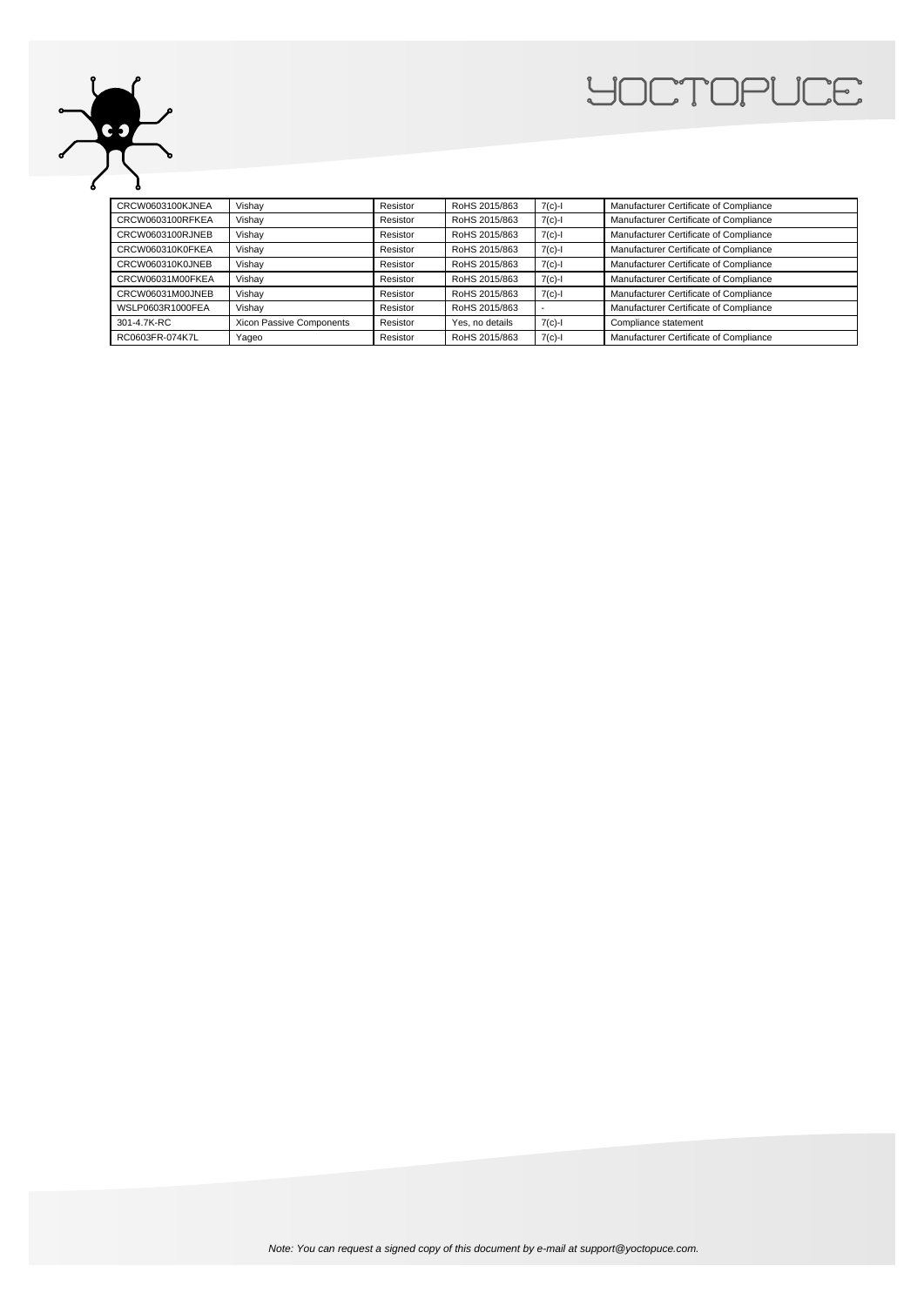| | | | | | |
|---|---|---|---|---|---|
| CRCW0603100KJNEA | Vishay | Resistor | RoHS 2015/863 | 7(c)-I | Manufacturer Certificate of Compliance |
| CRCW0603100RFKEA | Vishay | Resistor | RoHS 2015/863 | 7(c)-I | Manufacturer Certificate of Compliance |
| CRCW0603100RJNEB | Vishay | Resistor | RoHS 2015/863 | 7(c)-I | Manufacturer Certificate of Compliance |
| CRCW060310K0FKEA | Vishay | Resistor | RoHS 2015/863 | 7(c)-I | Manufacturer Certificate of Compliance |
| CRCW060310K0JNEB | Vishay | Resistor | RoHS 2015/863 | 7(c)-I | Manufacturer Certificate of Compliance |
| CRCW06031M00FKEA | Vishay | Resistor | RoHS 2015/863 | 7(c)-I | Manufacturer Certificate of Compliance |
| CRCW06031M00JNEB | Vishay | Resistor | RoHS 2015/863 | 7(c)-I | Manufacturer Certificate of Compliance |
| WSLP0603R1000FEA | Vishay | Resistor | RoHS 2015/863 | - | Manufacturer Certificate of Compliance |
| 301-4.7K-RC | Xicon Passive Components | Resistor | Yes, no details | 7(c)-I | Compliance statement |
| RC0603FR-074K7L | Yageo | Resistor | RoHS 2015/863 | 7(c)-I | Manufacturer Certificate of Compliance |

*Note: You can request a signed copy of this document by e-mail at support@yoctopuce.com.*